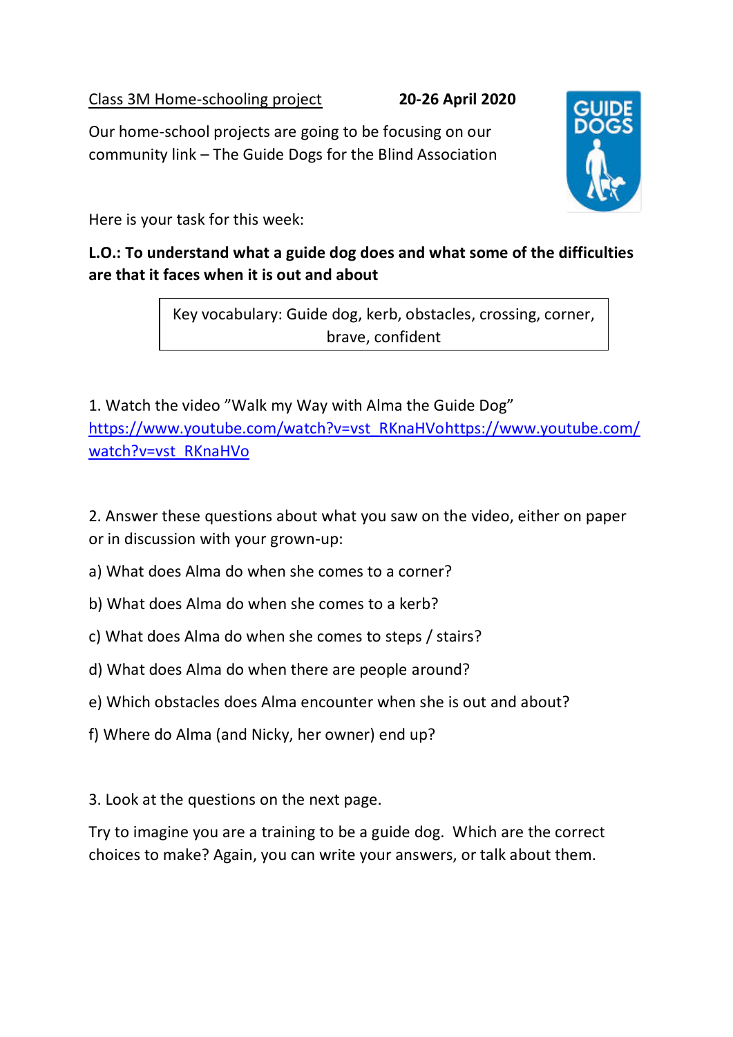Class 3M Home-schooling project **20-26 April 2020**

Our home-school projects are going to be focusing on our community link – The Guide Dogs for the Blind Association

Here is your task for this week:

**L.O.: To understand what a guide dog does and what some of the difficulties are that it faces when it is out and about**

| Key vocabulary: Guide dog, kerb, obstacles, crossing, corner, brave, confident |
|---|

1. Watch the video "Walk my Way with Alma the Guide Dog" https://www.youtube.com/watch?v=vst_RKnaHVohttps://www.youtube.com/watch?v=vst_RKnaHVo

2. Answer these questions about what you saw on the video, either on paper or in discussion with your grown-up:

a) What does Alma do when she comes to a corner?

b) What does Alma do when she comes to a kerb?

c) What does Alma do when she comes to steps / stairs?

d) What does Alma do when there are people around?

e) Which obstacles does Alma encounter when she is out and about?

f) Where do Alma (and Nicky, her owner) end up?

3. Look at the questions on the next page.

Try to imagine you are a training to be a guide dog. Which are the correct choices to make? Again, you can write your answers, or talk about them.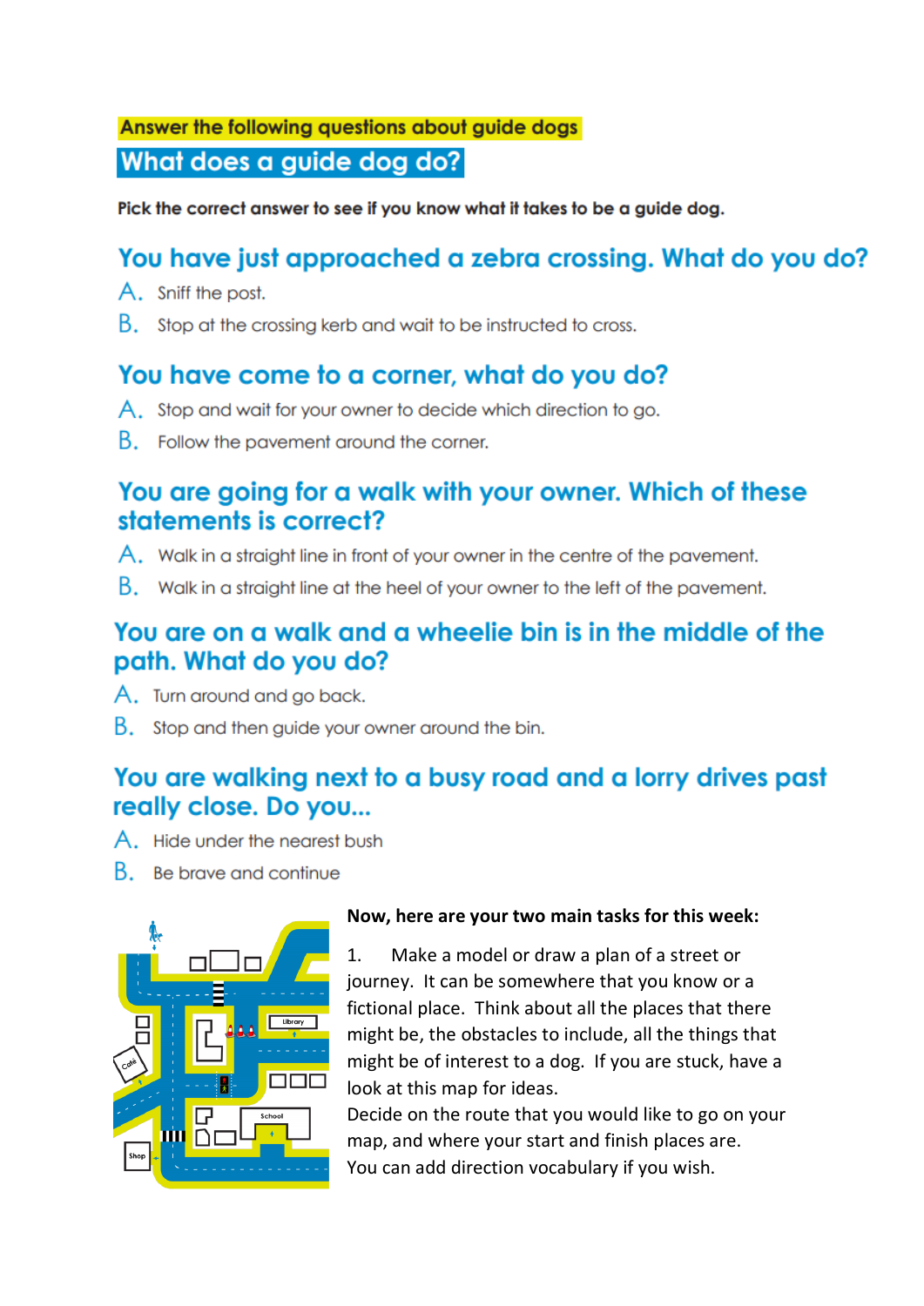**Answer the following questions about guide dogs**

## What does a guide dog do?

**Pick the correct answer to see if you know what it takes to be a guide dog.**

### You have just approached a zebra crossing. What do you do?

A. Sniff the post.

B. Stop at the crossing kerb and wait to be instructed to cross.

### You have come to a corner, what do you do?

A. Stop and wait for your owner to decide which direction to go.

B. Follow the pavement around the corner.

### You are going for a walk with your owner. Which of these statements is correct?

A. Walk in a straight line in front of your owner in the centre of the pavement.

B. Walk in a straight line at the heel of your owner to the left of the pavement.

### You are on a walk and a wheelie bin is in the middle of the path. What do you do?

A. Turn around and go back.

B. Stop and then guide your owner around the bin.

### You are walking next to a busy road and a lorry drives past really close. Do you...

A. Hide under the nearest bush

B. Be brave and continue

**Now, here are your two main tasks for this week:**

1. Make a model or draw a plan of a street or journey. It can be somewhere that you know or a fictional place. Think about all the places that there might be, the obstacles to include, all the things that might be of interest to a dog. If you are stuck, have a look at this map for ideas.

Decide on the route that you would like to go on your map, and where your start and finish places are.

You can add direction vocabulary if you wish.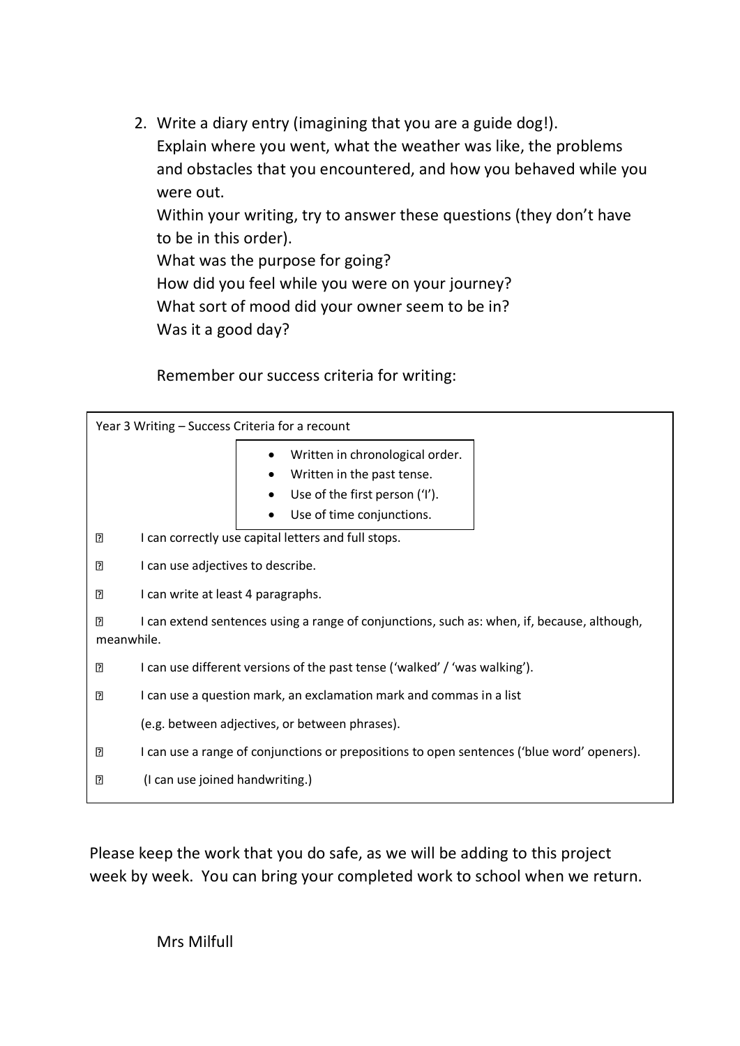2. Write a diary entry (imagining that you are a guide dog!).
   Explain where you went, what the weather was like, the problems and obstacles that you encountered, and how you behaved while you were out.
   Within your writing, try to answer these questions (they don't have to be in this order).
   What was the purpose for going?
   How did you feel while you were on your journey?
   What sort of mood did your owner seem to be in?
   Was it a good day?

   Remember our success criteria for writing:

Year 3 Writing – Success Criteria for a recount

- Written in chronological order.
- Written in the past tense.
- Use of the first person ('I').
- Use of time conjunctions.

- I can correctly use capital letters and full stops.
- I can use adjectives to describe.
- I can write at least 4 paragraphs.
- I can extend sentences using a range of conjunctions, such as: when, if, because, although, meanwhile.
- I can use different versions of the past tense ('walked' / 'was walking').
- I can use a question mark, an exclamation mark and commas in a list (e.g. between adjectives, or between phrases).
- I can use a range of conjunctions or prepositions to open sentences ('blue word' openers).
- (I can use joined handwriting.)

Please keep the work that you do safe, as we will be adding to this project week by week. You can bring your completed work to school when we return.

Mrs Milfull